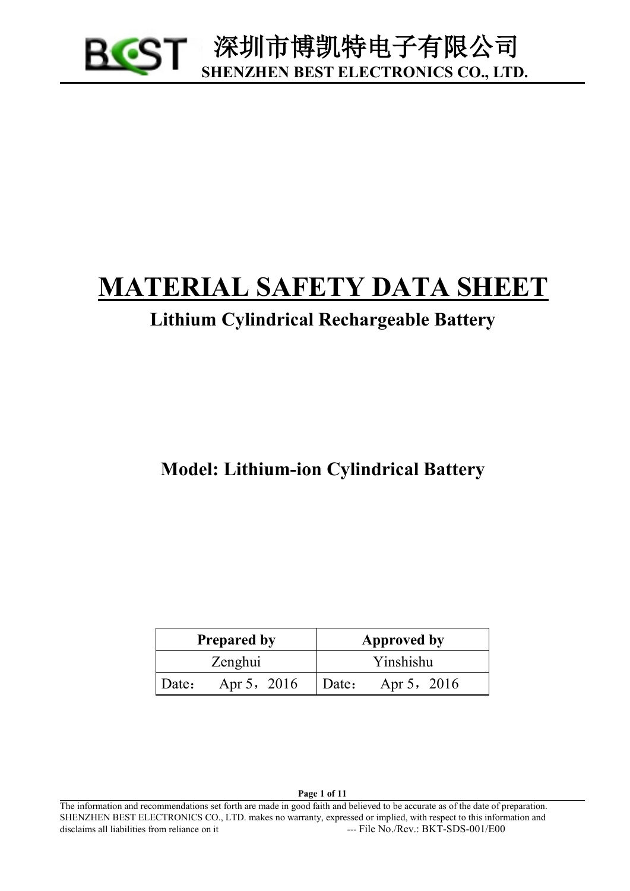# MATERIAL SAFETY DATA SHEET

## Lithium Cylindrical Rechargeable Battery

## Model: Lithium-ion Cylindrical Battery

| Prepared by | Approved by |
|---|---|
| Zenghui | Yinshishu |
| Date： Apr 5，2016 | Date： Apr 5，2016 |

The information and recommendations set forth are made in good faith and believed to be accurate as of the date of preparation. SHENZHEN BEST ELECTRONICS CO., LTD. makes no warranty, expressed or implied, with respect to this information and disclaims all liabilities from reliance on it --- File No./Rev.: BKT-SDS-001/E00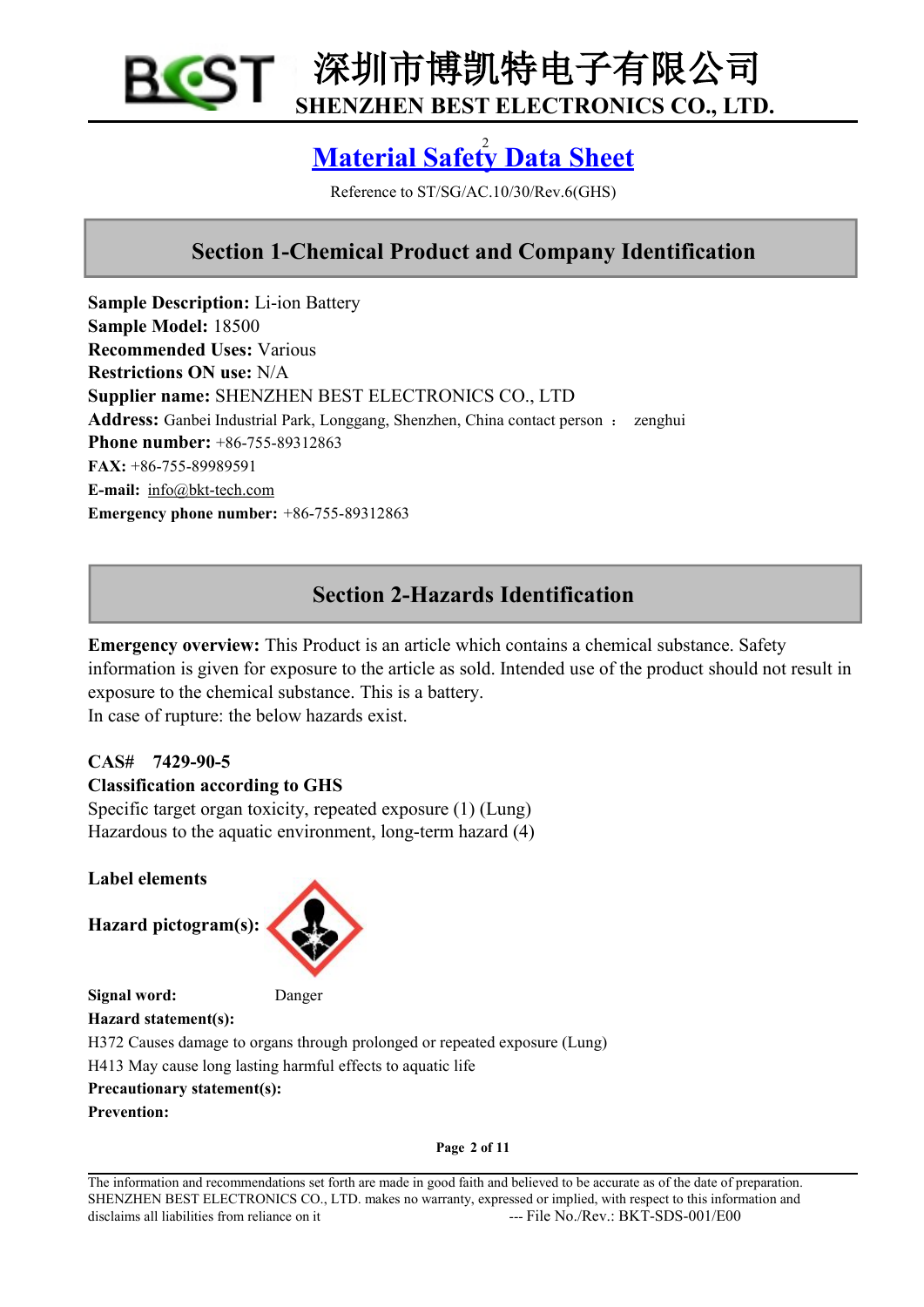# Material Safety Data Sheet

Reference to ST/SG/AC.10/30/Rev.6(GHS)

## Section 1-Chemical Product and Company Identification

**Sample Description:** Li-ion Battery
**Sample Model:** 18500
**Recommended Uses:** Various
**Restrictions ON use:** N/A
**Supplier name:** SHENZHEN BEST ELECTRONICS CO., LTD
**Address:** Ganbei Industrial Park, Longgang, Shenzhen, China contact person ： zenghui
**Phone number:** +86-755-89312863
**FAX:** +86-755-89989591
**E-mail:** info@bkt-tech.com
**Emergency phone number:** +86-755-89312863

## Section 2-Hazards Identification

**Emergency overview:** This Product is an article which contains a chemical substance. Safety information is given for exposure to the article as sold. Intended use of the product should not result in exposure to the chemical substance. This is a battery.
In case of rupture: the below hazards exist.

**CAS# 7429-90-5**
**Classification according to GHS**
Specific target organ toxicity, repeated exposure (1) (Lung)
Hazardous to the aquatic environment, long-term hazard (4)

**Label elements**

**Hazard pictogram(s):**

**Signal word:** Danger
**Hazard statement(s):**
H372 Causes damage to organs through prolonged or repeated exposure (Lung)
H413 May cause long lasting harmful effects to aquatic life
**Precautionary statement(s):**
**Prevention:**

The information and recommendations set forth are made in good faith and believed to be accurate as of the date of preparation. SHENZHEN BEST ELECTRONICS CO., LTD. makes no warranty, expressed or implied, with respect to this information and disclaims all liabilities from reliance on it --- File No./Rev.: BKT-SDS-001/E00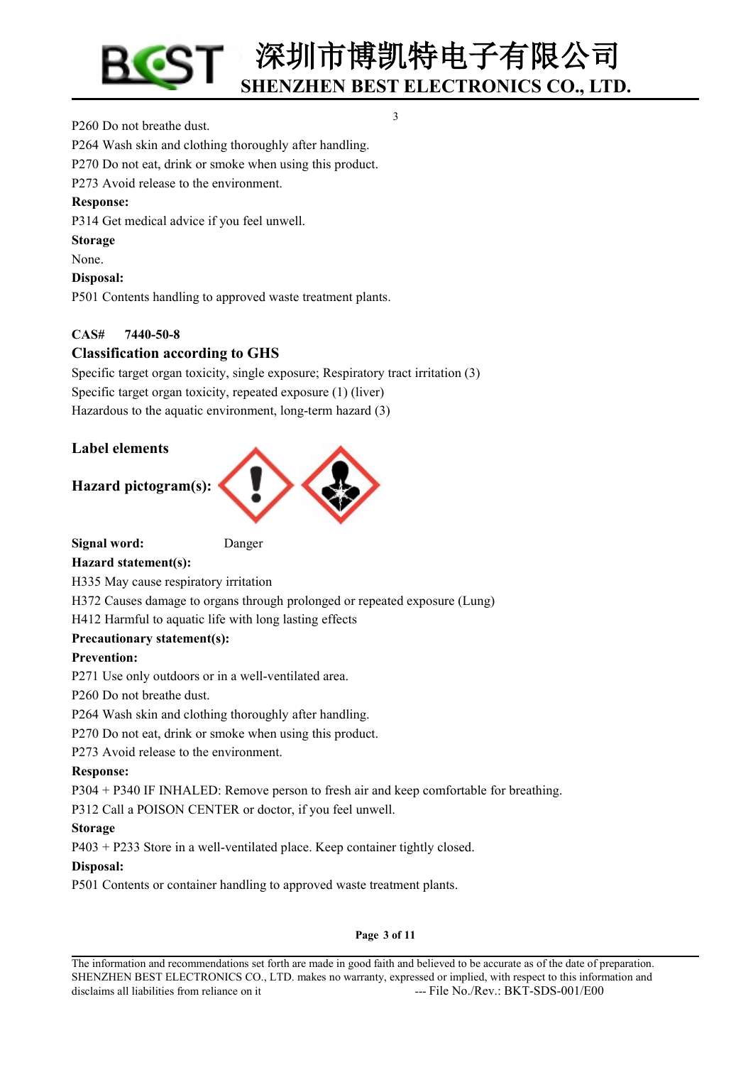P260 Do not breathe dust.
P264 Wash skin and clothing thoroughly after handling.
P270 Do not eat, drink or smoke when using this product.
P273 Avoid release to the environment.

**Response:**

P314 Get medical advice if you feel unwell.

**Storage**

None.

**Disposal:**

P501 Contents handling to approved waste treatment plants.

**CAS# 7440-50-8**

### Classification according to GHS

Specific target organ toxicity, single exposure; Respiratory tract irritation (3)
Specific target organ toxicity, repeated exposure (1) (liver)
Hazardous to the aquatic environment, long-term hazard (3)

### Label elements

### Hazard pictogram(s):

**Signal word:** Danger

**Hazard statement(s):**

H335 May cause respiratory irritation
H372 Causes damage to organs through prolonged or repeated exposure (Lung)
H412 Harmful to aquatic life with long lasting effects

**Precautionary statement(s):**

**Prevention:**

P271 Use only outdoors or in a well-ventilated area.
P260 Do not breathe dust.
P264 Wash skin and clothing thoroughly after handling.
P270 Do not eat, drink or smoke when using this product.
P273 Avoid release to the environment.

**Response:**

P304 + P340 IF INHALED: Remove person to fresh air and keep comfortable for breathing.
P312 Call a POISON CENTER or doctor, if you feel unwell.

**Storage**

P403 + P233 Store in a well-ventilated place. Keep container tightly closed.

**Disposal:**

P501 Contents or container handling to approved waste treatment plants.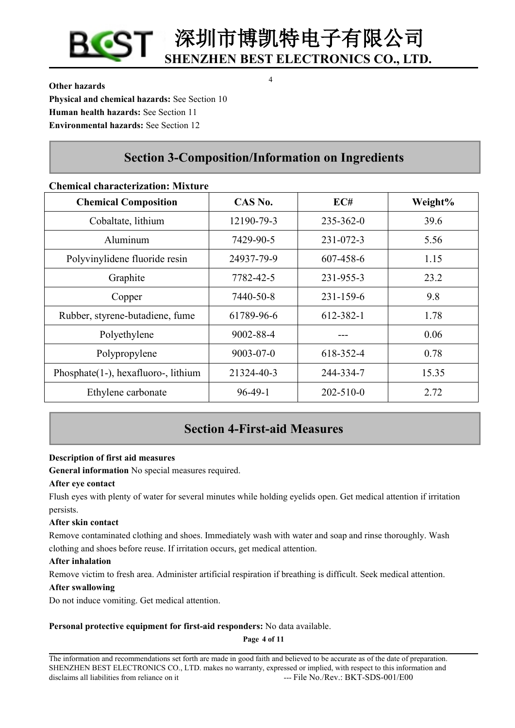**Other hazards**

**Physical and chemical hazards:** See Section 10

**Human health hazards:** See Section 11

**Environmental hazards:** See Section 12

## Section 3-Composition/Information on Ingredients

**Chemical characterization: Mixture**

| Chemical Composition | CAS No. | EC# | Weight% |
|---|---|---|---|
| Cobaltate, lithium | 12190-79-3 | 235-362-0 | 39.6 |
| Aluminum | 7429-90-5 | 231-072-3 | 5.56 |
| Polyvinylidene fluoride resin | 24937-79-9 | 607-458-6 | 1.15 |
| Graphite | 7782-42-5 | 231-955-3 | 23.2 |
| Copper | 7440-50-8 | 231-159-6 | 9.8 |
| Rubber, styrene-butadiene, fume | 61789-96-6 | 612-382-1 | 1.78 |
| Polyethylene | 9002-88-4 | --- | 0.06 |
| Polypropylene | 9003-07-0 | 618-352-4 | 0.78 |
| Phosphate(1-), hexafluoro-, lithium | 21324-40-3 | 244-334-7 | 15.35 |
| Ethylene carbonate | 96-49-1 | 202-510-0 | 2.72 |

## Section 4-First-aid Measures

**Description of first aid measures**

**General information** No special measures required.

**After eye contact**

Flush eyes with plenty of water for several minutes while holding eyelids open. Get medical attention if irritation persists.

**After skin contact**

Remove contaminated clothing and shoes. Immediately wash with water and soap and rinse thoroughly. Wash clothing and shoes before reuse. If irritation occurs, get medical attention.

**After inhalation**

Remove victim to fresh area. Administer artificial respiration if breathing is difficult. Seek medical attention.

**After swallowing**

Do not induce vomiting. Get medical attention.

**Personal protective equipment for first-aid responders:** No data available.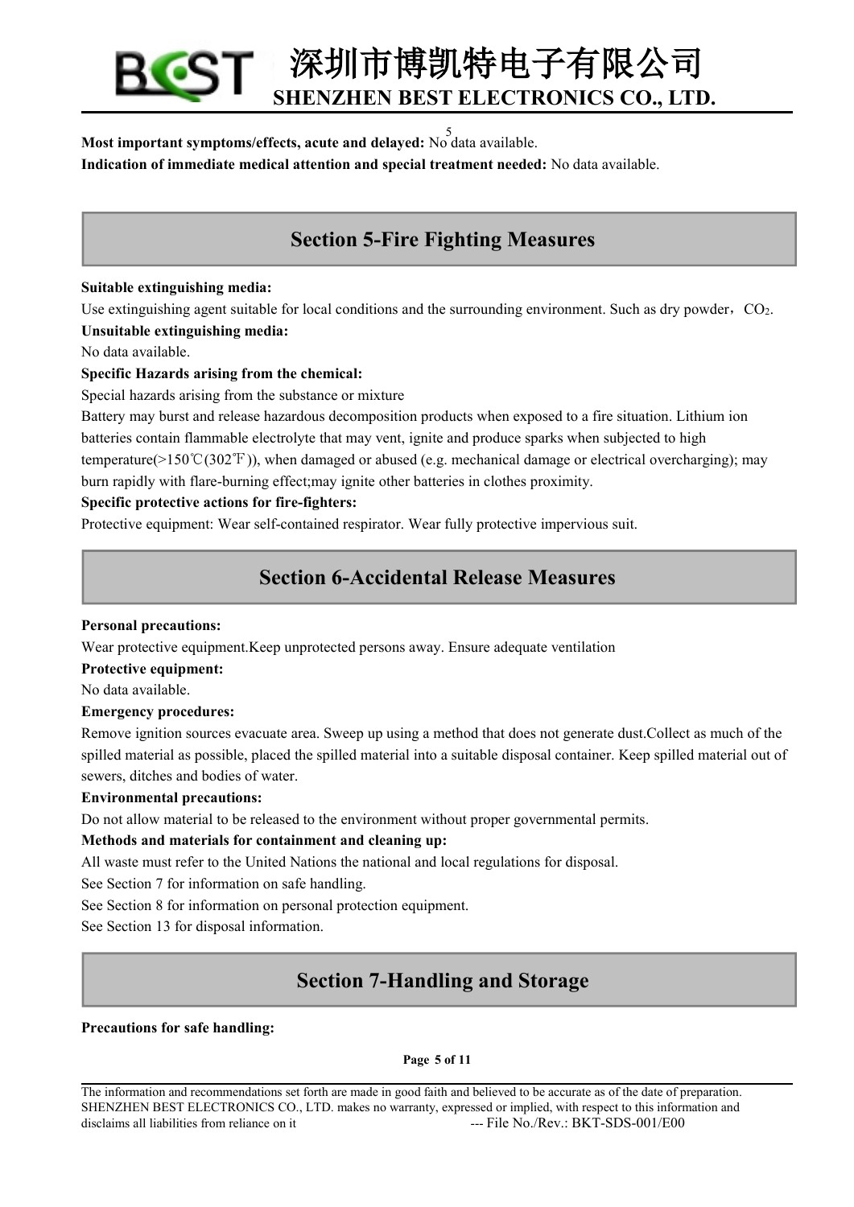**Most important symptoms/effects, acute and delayed:** No data available.

**Indication of immediate medical attention and special treatment needed:** No data available.

## Section 5-Fire Fighting Measures

**Suitable extinguishing media:**

Use extinguishing agent suitable for local conditions and the surrounding environment. Such as dry powder，$CO_2$.

**Unsuitable extinguishing media:**

No data available.

**Specific Hazards arising from the chemical:**

Special hazards arising from the substance or mixture

Battery may burst and release hazardous decomposition products when exposed to a fire situation. Lithium ion batteries contain flammable electrolyte that may vent, ignite and produce sparks when subjected to high temperature(>150℃(302℉)), when damaged or abused (e.g. mechanical damage or electrical overcharging); may burn rapidly with flare-burning effect;may ignite other batteries in clothes proximity.

**Specific protective actions for fire-fighters:**

Protective equipment: Wear self-contained respirator. Wear fully protective impervious suit.

## Section 6-Accidental Release Measures

**Personal precautions:**

Wear protective equipment.Keep unprotected persons away. Ensure adequate ventilation

**Protective equipment:**

No data available.

**Emergency procedures:**

Remove ignition sources evacuate area. Sweep up using a method that does not generate dust.Collect as much of the spilled material as possible, placed the spilled material into a suitable disposal container. Keep spilled material out of sewers, ditches and bodies of water.

**Environmental precautions:**

Do not allow material to be released to the environment without proper governmental permits.

**Methods and materials for containment and cleaning up:**

All waste must refer to the United Nations the national and local regulations for disposal.

See Section 7 for information on safe handling.

See Section 8 for information on personal protection equipment.

See Section 13 for disposal information.

## Section 7-Handling and Storage

**Precautions for safe handling:**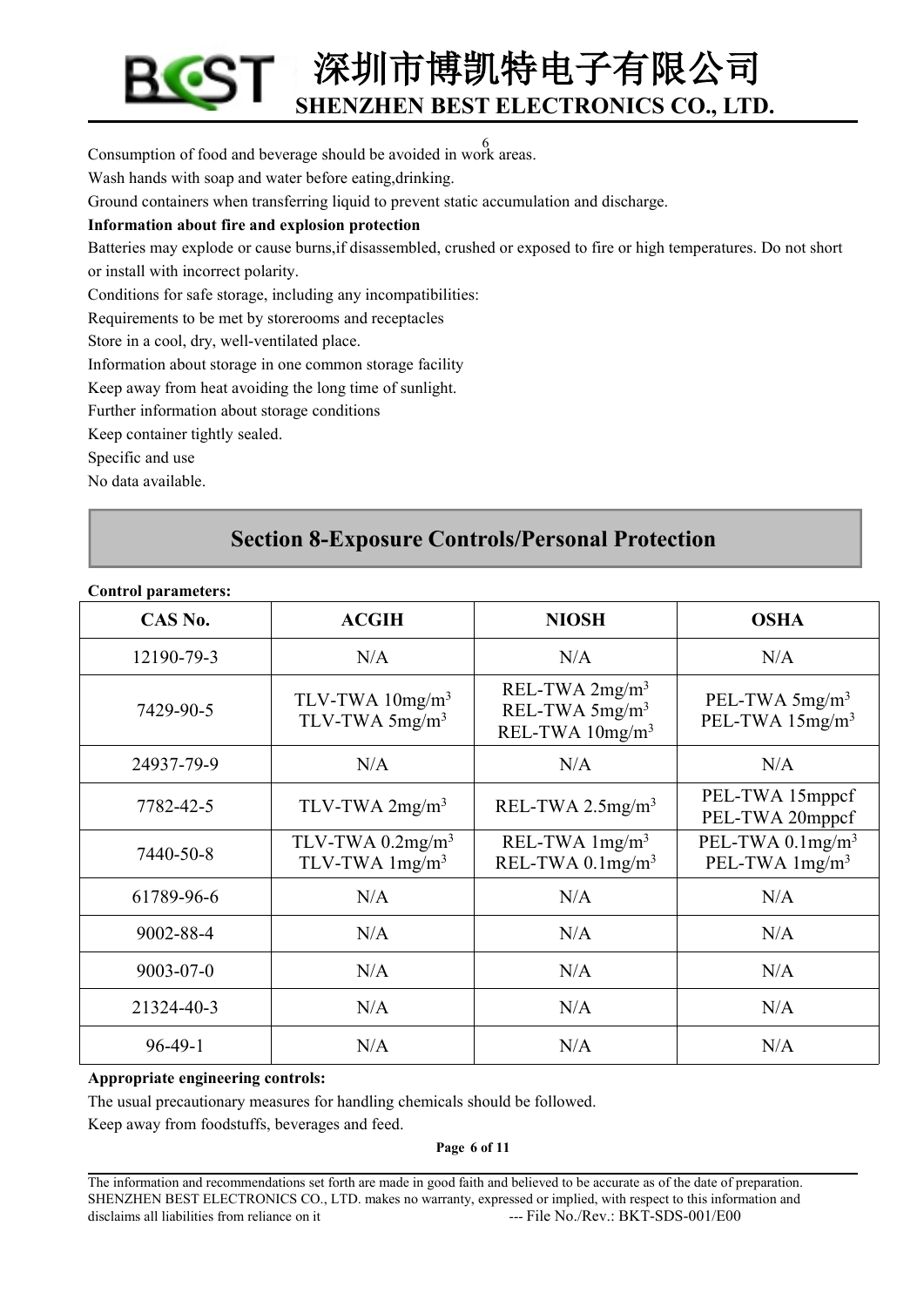Consumption of food and beverage should be avoided in work areas.

Wash hands with soap and water before eating,drinking.

Ground containers when transferring liquid to prevent static accumulation and discharge.

**Information about fire and explosion protection**

Batteries may explode or cause burns,if disassembled, crushed or exposed to fire or high temperatures. Do not short or install with incorrect polarity.

Conditions for safe storage, including any incompatibilities:

Requirements to be met by storerooms and receptacles

Store in a cool, dry, well-ventilated place.

Information about storage in one common storage facility

Keep away from heat avoiding the long time of sunlight.

Further information about storage conditions

Keep container tightly sealed.

Specific and use

No data available.

## Section 8-Exposure Controls/Personal Protection

**Control parameters:**

| CAS No. | ACGIH | NIOSH | OSHA |
|---|---|---|---|
| 12190-79-3 | N/A | N/A | N/A |
| 7429-90-5 | TLV-TWA 10mg/m$^3$<br>TLV-TWA 5mg/m$^3$ | REL-TWA 2mg/m$^3$<br>REL-TWA 5mg/m$^3$<br>REL-TWA 10mg/m$^3$ | PEL-TWA 5mg/m$^3$<br>PEL-TWA 15mg/m$^3$ |
| 24937-79-9 | N/A | N/A | N/A |
| 7782-42-5 | TLV-TWA 2mg/m$^3$ | REL-TWA 2.5mg/m$^3$ | PEL-TWA 15mppcf<br>PEL-TWA 20mppcf |
| 7440-50-8 | TLV-TWA 0.2mg/m$^3$<br>TLV-TWA 1mg/m$^3$ | REL-TWA 1mg/m$^3$<br>REL-TWA 0.1mg/m$^3$ | PEL-TWA 0.1mg/m$^3$<br>PEL-TWA 1mg/m$^3$ |
| 61789-96-6 | N/A | N/A | N/A |
| 9002-88-4 | N/A | N/A | N/A |
| 9003-07-0 | N/A | N/A | N/A |
| 21324-40-3 | N/A | N/A | N/A |
| 96-49-1 | N/A | N/A | N/A |

**Appropriate engineering controls:**

The usual precautionary measures for handling chemicals should be followed.

Keep away from foodstuffs, beverages and feed.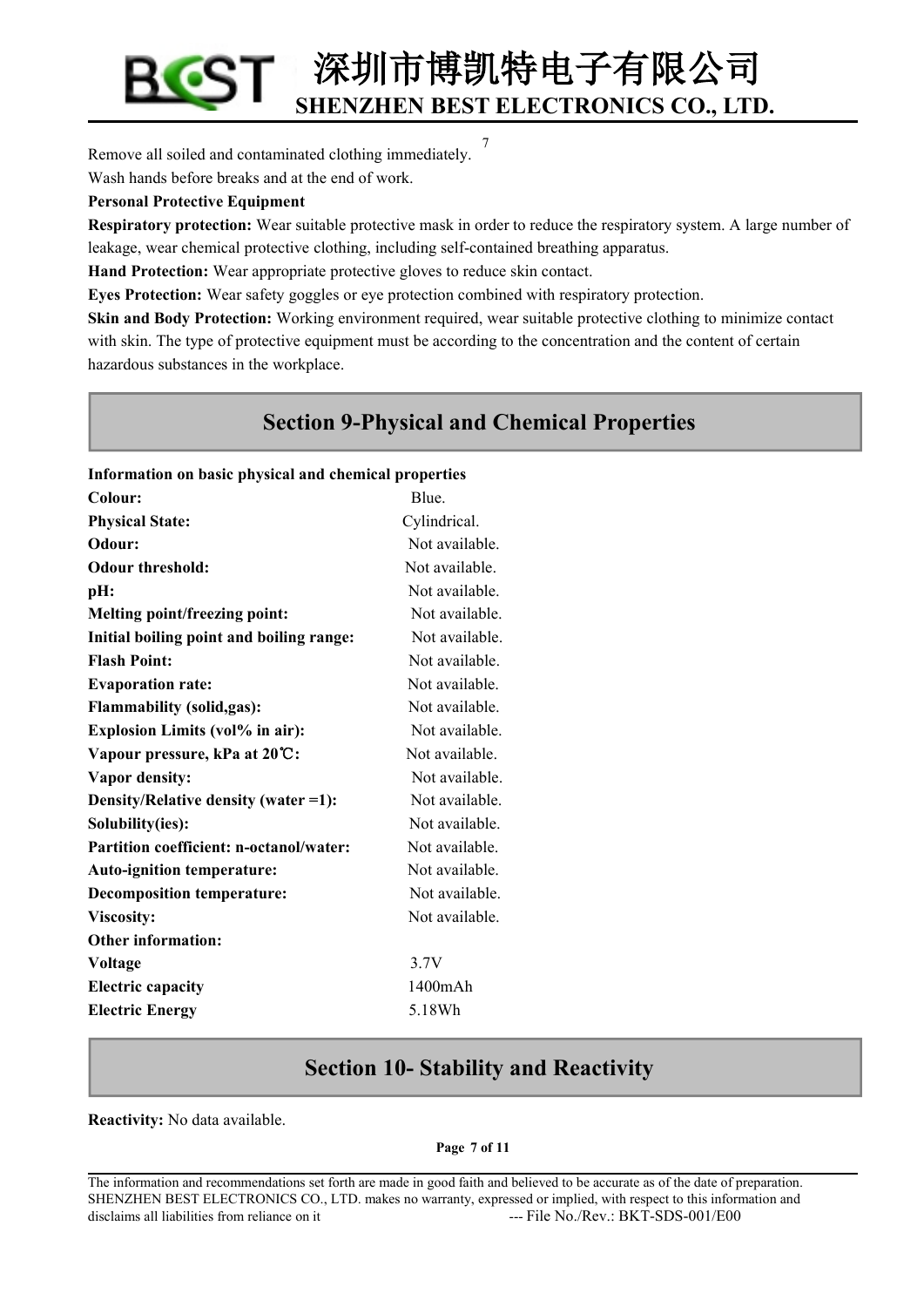Remove all soiled and contaminated clothing immediately.

Wash hands before breaks and at the end of work.

**Personal Protective Equipment**

**Respiratory protection:** Wear suitable protective mask in order to reduce the respiratory system. A large number of leakage, wear chemical protective clothing, including self-contained breathing apparatus.

**Hand Protection:** Wear appropriate protective gloves to reduce skin contact.

**Eyes Protection:** Wear safety goggles or eye protection combined with respiratory protection.

**Skin and Body Protection:** Working environment required, wear suitable protective clothing to minimize contact with skin. The type of protective equipment must be according to the concentration and the content of certain hazardous substances in the workplace.

## Section 9-Physical and Chemical Properties

**Information on basic physical and chemical properties**

| | |
|---|---|
| **Colour:** | Blue. |
| **Physical State:** | Cylindrical. |
| **Odour:** | Not available. |
| **Odour threshold:** | Not available. |
| **pH:** | Not available. |
| **Melting point/freezing point:** | Not available. |
| **Initial boiling point and boiling range:** | Not available. |
| **Flash Point:** | Not available. |
| **Evaporation rate:** | Not available. |
| **Flammability (solid,gas):** | Not available. |
| **Explosion Limits (vol% in air):** | Not available. |
| **Vapour pressure, kPa at 20℃:** | Not available. |
| **Vapor density:** | Not available. |
| **Density/Relative density (water =1):** | Not available. |
| **Solubility(ies):** | Not available. |
| **Partition coefficient: n-octanol/water:** | Not available. |
| **Auto-ignition temperature:** | Not available. |
| **Decomposition temperature:** | Not available. |
| **Viscosity:** | Not available. |
| **Other information:** | |
| **Voltage** | 3.7V |
| **Electric capacity** | 1400mAh |
| **Electric Energy** | 5.18Wh |

## Section 10- Stability and Reactivity

**Reactivity:** No data available.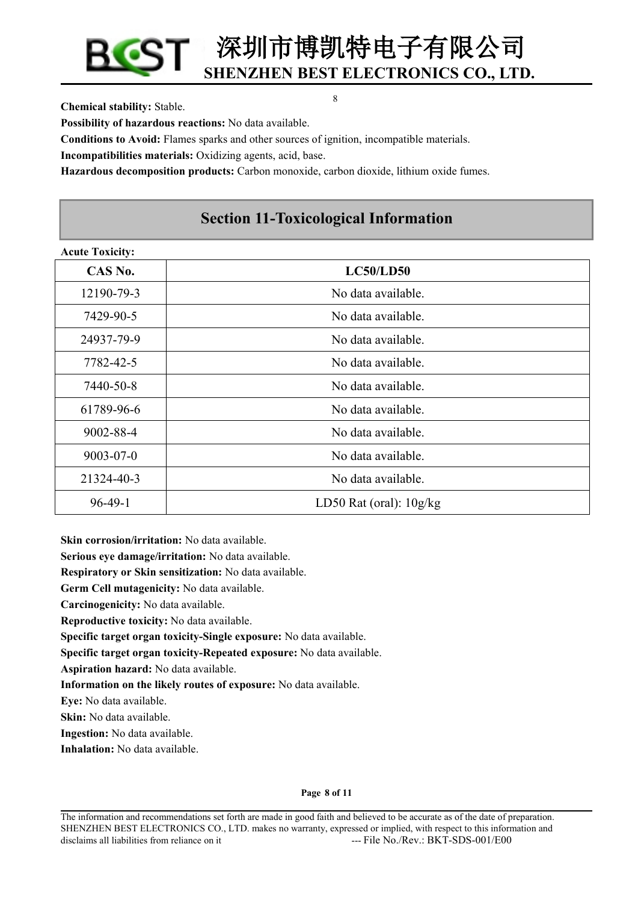**Chemical stability:** Stable.

**Possibility of hazardous reactions:** No data available.

**Conditions to Avoid:** Flames sparks and other sources of ignition, incompatible materials.

**Incompatibilities materials:** Oxidizing agents, acid, base.

**Hazardous decomposition products:** Carbon monoxide, carbon dioxide, lithium oxide fumes.

## Section 11-Toxicological Information

**Acute Toxicity:**

| CAS No. | LC50/LD50 |
|---|---|
| 12190-79-3 | No data available. |
| 7429-90-5 | No data available. |
| 24937-79-9 | No data available. |
| 7782-42-5 | No data available. |
| 7440-50-8 | No data available. |
| 61789-96-6 | No data available. |
| 9002-88-4 | No data available. |
| 9003-07-0 | No data available. |
| 21324-40-3 | No data available. |
| 96-49-1 | LD50 Rat (oral): 10g/kg |

**Skin corrosion/irritation:** No data available.

**Serious eye damage/irritation:** No data available.

**Respiratory or Skin sensitization:** No data available.

**Germ Cell mutagenicity:** No data available.

**Carcinogenicity:** No data available.

**Reproductive toxicity:** No data available.

**Specific target organ toxicity-Single exposure:** No data available.

**Specific target organ toxicity-Repeated exposure:** No data available.

**Aspiration hazard:** No data available.

**Information on the likely routes of exposure:** No data available.

**Eye:** No data available.

**Skin:** No data available.

**Ingestion:** No data available.

**Inhalation:** No data available.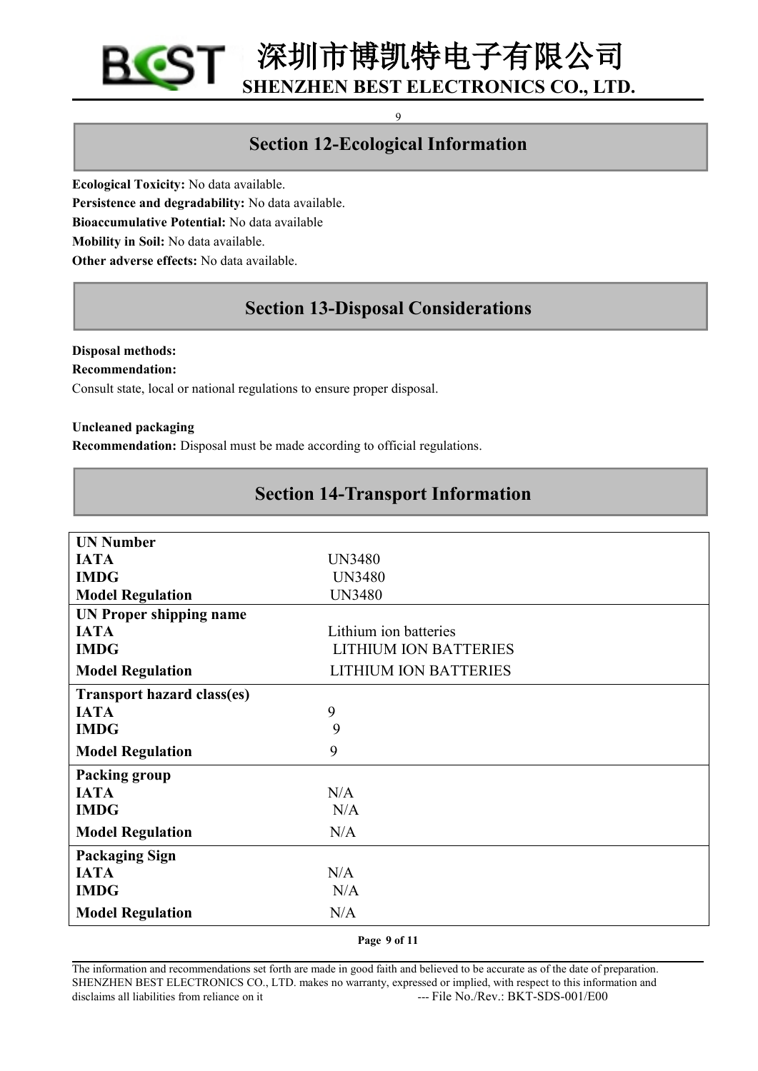## Section 12-Ecological Information

**Ecological Toxicity:** No data available.
**Persistence and degradability:** No data available.
**Bioaccumulative Potential:** No data available
**Mobility in Soil:** No data available.
**Other adverse effects:** No data available.

## Section 13-Disposal Considerations

**Disposal methods:**
**Recommendation:**
Consult state, local or national regulations to ensure proper disposal.

**Uncleaned packaging**
**Recommendation:** Disposal must be made according to official regulations.

## Section 14-Transport Information

| | |
|---|---|
| **UN Number** | |
| **IATA** | UN3480 |
| **IMDG** | UN3480 |
| **Model Regulation** | UN3480 |
| **UN Proper shipping name** | |
| **IATA** | Lithium ion batteries |
| **IMDG** | LITHIUM ION BATTERIES |
| **Model Regulation** | LITHIUM ION BATTERIES |
| **Transport hazard class(es)** | |
| **IATA** | 9 |
| **IMDG** | 9 |
| **Model Regulation** | 9 |
| **Packing group** | |
| **IATA** | N/A |
| **IMDG** | N/A |
| **Model Regulation** | N/A |
| **Packaging Sign** | |
| **IATA** | N/A |
| **IMDG** | N/A |
| **Model Regulation** | N/A |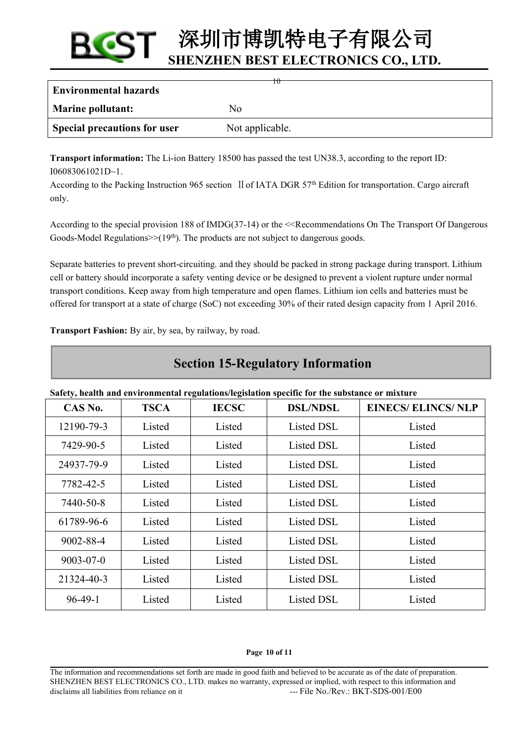| Environmental hazards | |
|---|---|
| Marine pollutant: | No |
| Special precautions for user | Not applicable. |

**Transport information:** The Li-ion Battery 18500 has passed the test UN38.3, according to the report ID: I06083061021D~1.
According to the Packing Instruction 965 section Ⅱ of IATA DGR 57th Edition for transportation. Cargo aircraft only.

According to the special provision 188 of IMDG(37-14) or the <<Recommendations On The Transport Of Dangerous Goods-Model Regulations>>(19th). The products are not subject to dangerous goods.

Separate batteries to prevent short-circuiting. and they should be packed in strong package during transport. Lithium cell or battery should incorporate a safety venting device or be designed to prevent a violent rupture under normal transport conditions. Keep away from high temperature and open flames. Lithium ion cells and batteries must be offered for transport at a state of charge (SoC) not exceeding 30% of their rated design capacity from 1 April 2016.

**Transport Fashion:** By air, by sea, by railway, by road.

## Section 15-Regulatory Information

**Safety, health and environmental regulations/legislation specific for the substance or mixture**

| CAS No. | TSCA | IECSC | DSL/NDSL | EINECS/ ELINCS/ NLP |
|---|---|---|---|---|
| 12190-79-3 | Listed | Listed | Listed DSL | Listed |
| 7429-90-5 | Listed | Listed | Listed DSL | Listed |
| 24937-79-9 | Listed | Listed | Listed DSL | Listed |
| 7782-42-5 | Listed | Listed | Listed DSL | Listed |
| 7440-50-8 | Listed | Listed | Listed DSL | Listed |
| 61789-96-6 | Listed | Listed | Listed DSL | Listed |
| 9002-88-4 | Listed | Listed | Listed DSL | Listed |
| 9003-07-0 | Listed | Listed | Listed DSL | Listed |
| 21324-40-3 | Listed | Listed | Listed DSL | Listed |
| 96-49-1 | Listed | Listed | Listed DSL | Listed |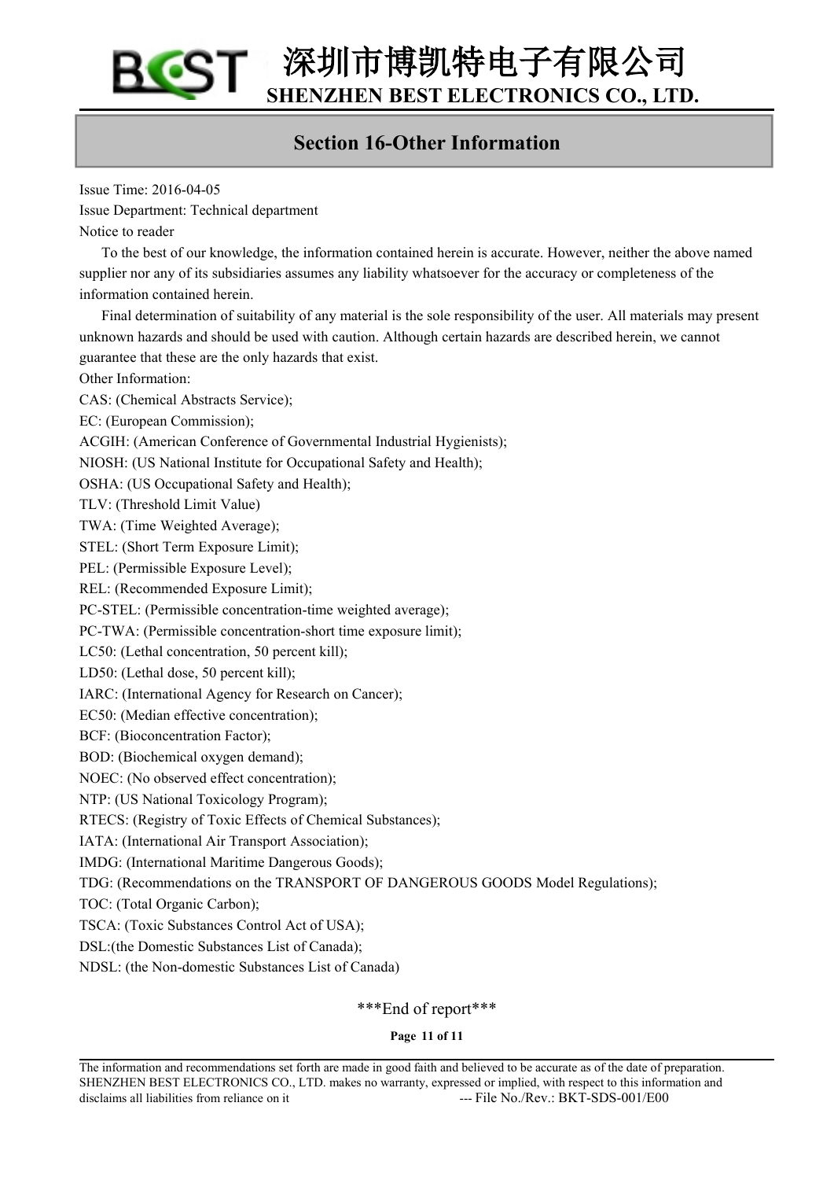## Section 16-Other Information

Issue Time: 2016-04-05

Issue Department: Technical department

Notice to reader

To the best of our knowledge, the information contained herein is accurate. However, neither the above named supplier nor any of its subsidiaries assumes any liability whatsoever for the accuracy or completeness of the information contained herein.

Final determination of suitability of any material is the sole responsibility of the user. All materials may present unknown hazards and should be used with caution. Although certain hazards are described herein, we cannot guarantee that these are the only hazards that exist.

Other Information:

CAS: (Chemical Abstracts Service);

EC: (European Commission);

ACGIH: (American Conference of Governmental Industrial Hygienists);

NIOSH: (US National Institute for Occupational Safety and Health);

OSHA: (US Occupational Safety and Health);

TLV: (Threshold Limit Value)

TWA: (Time Weighted Average);

STEL: (Short Term Exposure Limit);

PEL: (Permissible Exposure Level);

REL: (Recommended Exposure Limit);

PC-STEL: (Permissible concentration-time weighted average);

PC-TWA: (Permissible concentration-short time exposure limit);

LC50: (Lethal concentration, 50 percent kill);

LD50: (Lethal dose, 50 percent kill);

IARC: (International Agency for Research on Cancer);

EC50: (Median effective concentration);

BCF: (Bioconcentration Factor);

BOD: (Biochemical oxygen demand);

NOEC: (No observed effect concentration);

NTP: (US National Toxicology Program);

RTECS: (Registry of Toxic Effects of Chemical Substances);

IATA: (International Air Transport Association);

IMDG: (International Maritime Dangerous Goods);

TDG: (Recommendations on the TRANSPORT OF DANGEROUS GOODS Model Regulations);

TOC: (Total Organic Carbon);

TSCA: (Toxic Substances Control Act of USA);

DSL:(the Domestic Substances List of Canada);

NDSL: (the Non-domestic Substances List of Canada)

***End of report***